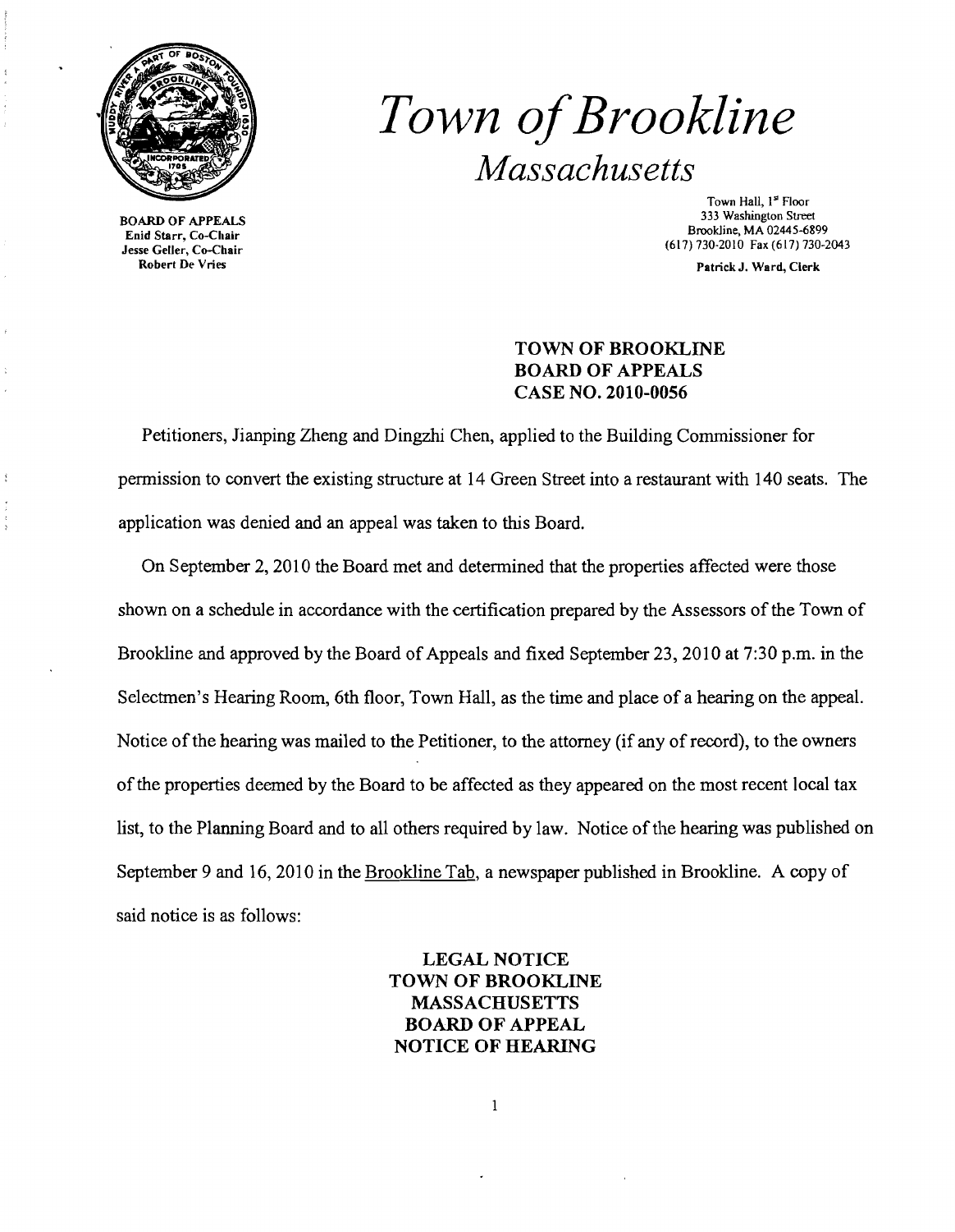# Town of Brookline

## Massachusetts

BOARD OF APPEALS
Enid Starr, Co-Chair
Jesse Geller, Co-Chair
Robert De Vries

Town Hall, 1st Floor
333 Washington Street
Brookline, MA 02445-6899
(617) 730-2010 Fax (617) 730-2043

Patrick J. Ward, Clerk

**TOWN OF BROOKLINE**
**BOARD OF APPEALS**
**CASE NO. 2010-0056**

Petitioners, Jianping Zheng and Dingzhi Chen, applied to the Building Commissioner for permission to convert the existing structure at 14 Green Street into a restaurant with 140 seats. The application was denied and an appeal was taken to this Board.

On September 2, 2010 the Board met and determined that the properties affected were those shown on a schedule in accordance with the certification prepared by the Assessors of the Town of Brookline and approved by the Board of Appeals and fixed September 23, 2010 at 7:30 p.m. in the Selectmen's Hearing Room, 6th floor, Town Hall, as the time and place of a hearing on the appeal. Notice of the hearing was mailed to the Petitioner, to the attorney (if any of record), to the owners of the properties deemed by the Board to be affected as they appeared on the most recent local tax list, to the Planning Board and to all others required by law. Notice of the hearing was published on September 9 and 16, 2010 in the Brookline Tab, a newspaper published in Brookline. A copy of said notice is as follows:

**LEGAL NOTICE**
**TOWN OF BROOKLINE**
**MASSACHUSETTS**
**BOARD OF APPEAL**
**NOTICE OF HEARING**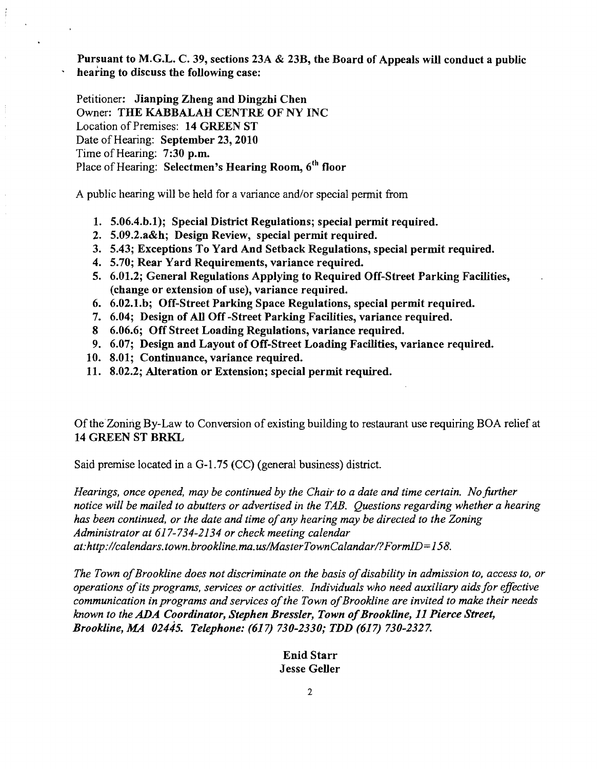**Pursuant to M.G.L. C. 39, sections 23A & 23B, the Board of Appeals will conduct a public hearing to discuss the following case:**

Petitioner: **Jianping Zheng and Dingzhi Chen**
Owner: **THE KABBALAH CENTRE OF NY INC**
Location of Premises: **14 GREEN ST**
Date of Hearing: **September 23, 2010**
Time of Hearing: **7:30 p.m.**
Place of Hearing: **Selectmen's Hearing Room, 6th floor**

A public hearing will be held for a variance and/or special permit from

1. **5.06.4.b.1); Special District Regulations; special permit required.**
2. **5.09.2.a&h; Design Review, special permit required.**
3. **5.43; Exceptions To Yard And Setback Regulations, special permit required.**
4. **5.70; Rear Yard Requirements, variance required.**
5. **6.01.2; General Regulations Applying to Required Off-Street Parking Facilities, (change or extension of use), variance required.**
6. **6.02.1.b; Off-Street Parking Space Regulations, special permit required.**
7. **6.04; Design of All Off -Street Parking Facilities, variance required.**
8. **6.06.6; Off Street Loading Regulations, variance required.**
9. **6.07; Design and Layout of Off-Street Loading Facilities, variance required.**
10. **8.01; Continuance, variance required.**
11. **8.02.2; Alteration or Extension; special permit required.**

Of the Zoning By-Law to Conversion of existing building to restaurant use requiring BOA relief at **14 GREEN ST BRKL**

Said premise located in a G-1.75 (CC) (general business) district.

*Hearings, once opened, may be continued by the Chair to a date and time certain. No further notice will be mailed to abutters or advertised in the TAB. Questions regarding whether a hearing has been continued, or the date and time of any hearing may be directed to the Zoning Administrator at 617-734-2134 or check meeting calendar at:http://calendars.town.brookline.ma.us/MasterTownCalandar/?FormID=158.*

*The Town of Brookline does not discriminate on the basis of disability in admission to, access to, or operations of its programs, services or activities. Individuals who need auxiliary aids for effective communication in programs and services of the Town of Brookline are invited to make their needs known to the ADA Coordinator, Stephen Bressler, Town of Brookline, 11 Pierce Street, Brookline, MA 02445. Telephone: (617) 730-2330; TDD (617) 730-2327.*

**Enid Starr**
**Jesse Geller**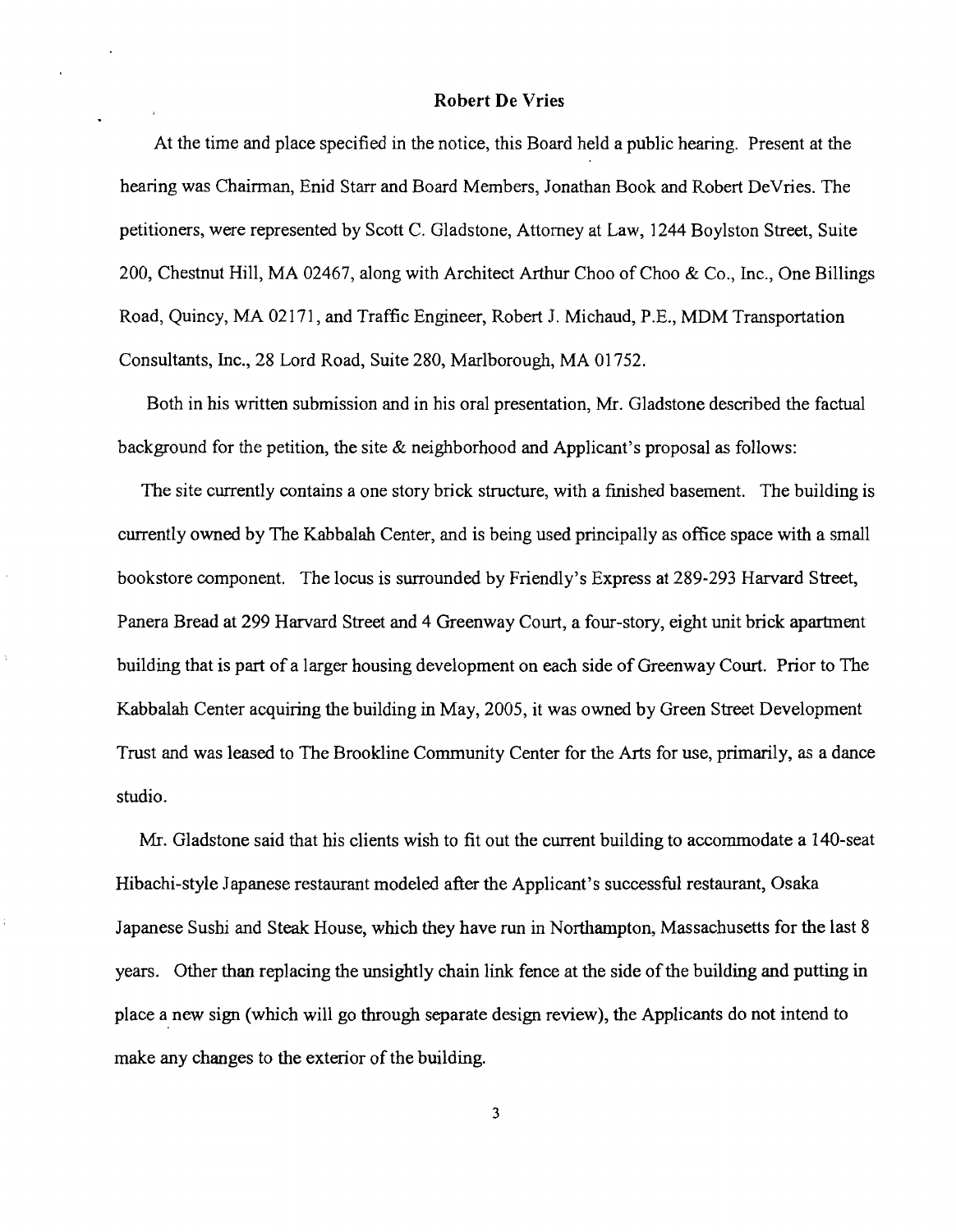**Robert De Vries**

At the time and place specified in the notice, this Board held a public hearing. Present at the hearing was Chairman, Enid Starr and Board Members, Jonathan Book and Robert DeVries. The petitioners, were represented by Scott C. Gladstone, Attorney at Law, 1244 Boylston Street, Suite 200, Chestnut Hill, MA 02467, along with Architect Arthur Choo of Choo & Co., Inc., One Billings Road, Quincy, MA 02171, and Traffic Engineer, Robert J. Michaud, P.E., MDM Transportation Consultants, Inc., 28 Lord Road, Suite 280, Marlborough, MA 01752.

Both in his written submission and in his oral presentation, Mr. Gladstone described the factual background for the petition, the site & neighborhood and Applicant's proposal as follows:

The site currently contains a one story brick structure, with a finished basement. The building is currently owned by The Kabbalah Center, and is being used principally as office space with a small bookstore component. The locus is surrounded by Friendly's Express at 289-293 Harvard Street, Panera Bread at 299 Harvard Street and 4 Greenway Court, a four-story, eight unit brick apartment building that is part of a larger housing development on each side of Greenway Court. Prior to The Kabbalah Center acquiring the building in May, 2005, it was owned by Green Street Development Trust and was leased to The Brookline Community Center for the Arts for use, primarily, as a dance studio.

Mr. Gladstone said that his clients wish to fit out the current building to accommodate a 140-seat Hibachi-style Japanese restaurant modeled after the Applicant's successful restaurant, Osaka Japanese Sushi and Steak House, which they have run in Northampton, Massachusetts for the last 8 years. Other than replacing the unsightly chain link fence at the side of the building and putting in place a new sign (which will go through separate design review), the Applicants do not intend to make any changes to the exterior of the building.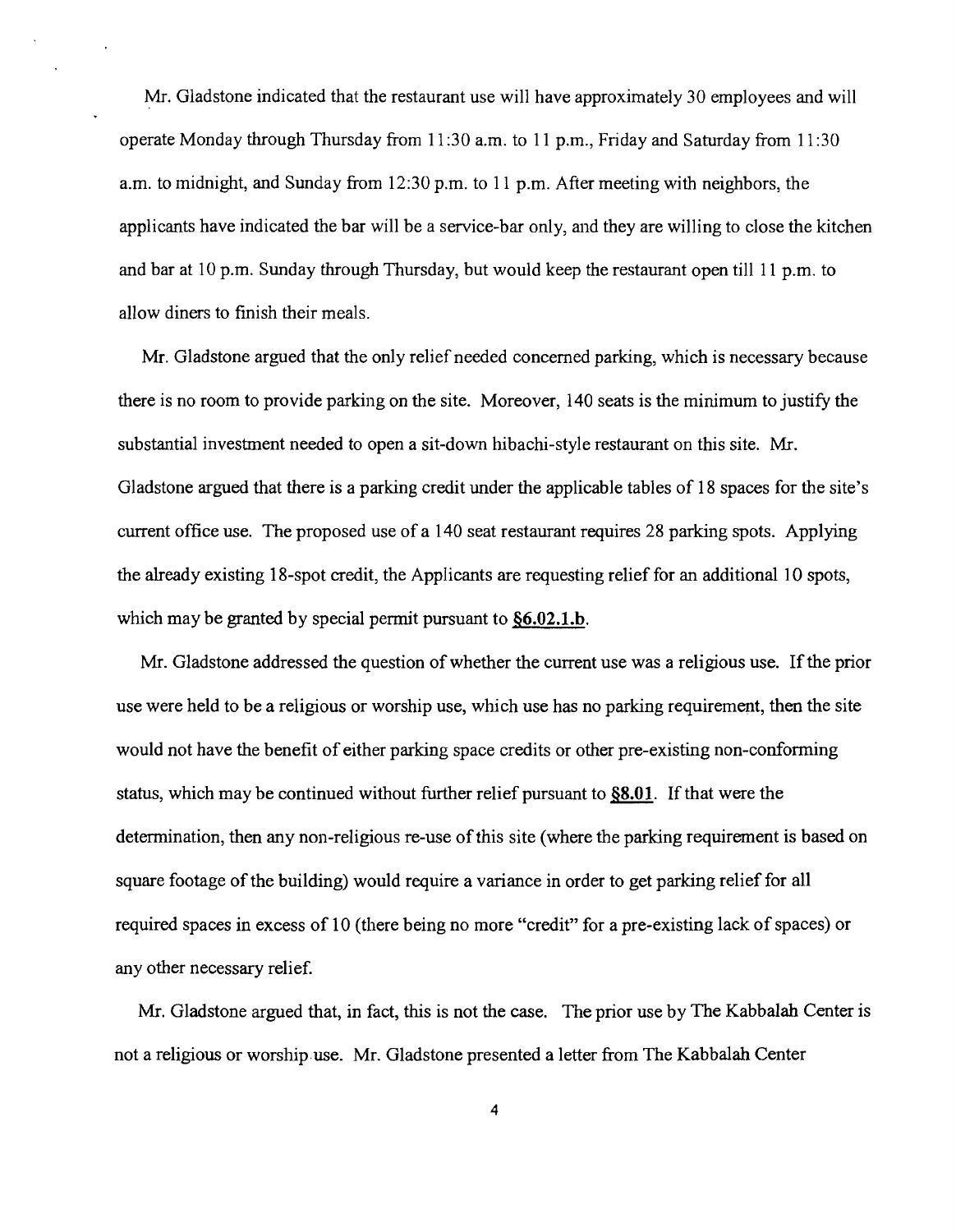Mr. Gladstone indicated that the restaurant use will have approximately 30 employees and will operate Monday through Thursday from 11:30 a.m. to 11 p.m., Friday and Saturday from 11:30 a.m. to midnight, and Sunday from 12:30 p.m. to 11 p.m. After meeting with neighbors, the applicants have indicated the bar will be a service-bar only, and they are willing to close the kitchen and bar at 10 p.m. Sunday through Thursday, but would keep the restaurant open till 11 p.m. to allow diners to finish their meals.

Mr. Gladstone argued that the only relief needed concerned parking, which is necessary because there is no room to provide parking on the site. Moreover, 140 seats is the minimum to justify the substantial investment needed to open a sit-down hibachi-style restaurant on this site. Mr. Gladstone argued that there is a parking credit under the applicable tables of 18 spaces for the site's current office use. The proposed use of a 140 seat restaurant requires 28 parking spots. Applying the already existing 18-spot credit, the Applicants are requesting relief for an additional 10 spots, which may be granted by special permit pursuant to **§6.02.1.b**.

Mr. Gladstone addressed the question of whether the current use was a religious use. If the prior use were held to be a religious or worship use, which use has no parking requirement, then the site would not have the benefit of either parking space credits or other pre-existing non-conforming status, which may be continued without further relief pursuant to **§8.01**. If that were the determination, then any non-religious re-use of this site (where the parking requirement is based on square footage of the building) would require a variance in order to get parking relief for all required spaces in excess of 10 (there being no more "credit" for a pre-existing lack of spaces) or any other necessary relief.

Mr. Gladstone argued that, in fact, this is not the case. The prior use by The Kabbalah Center is not a religious or worship use. Mr. Gladstone presented a letter from The Kabbalah Center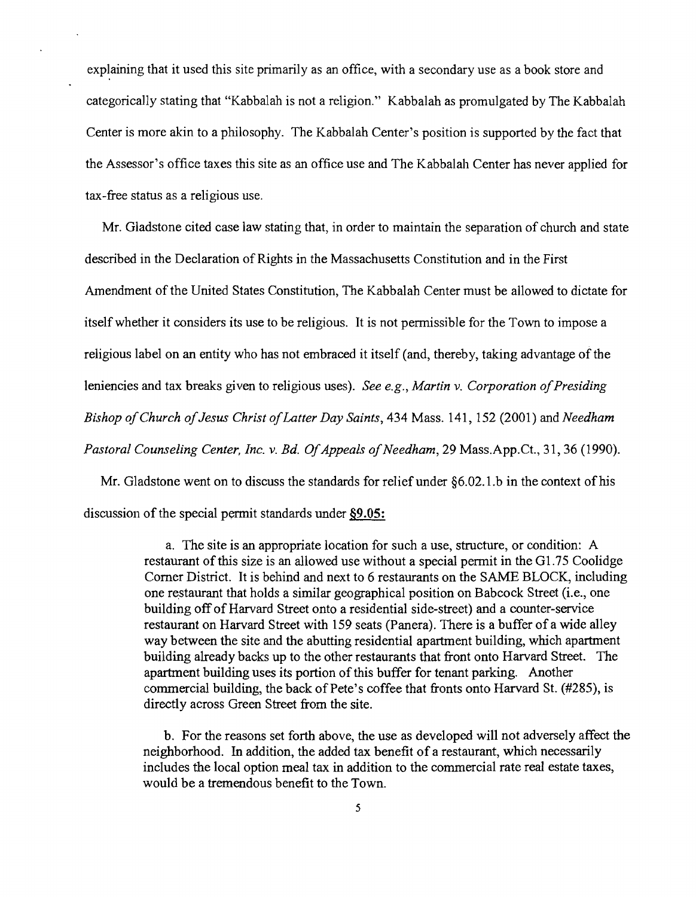explaining that it used this site primarily as an office, with a secondary use as a book store and categorically stating that "Kabbalah is not a religion." Kabbalah as promulgated by The Kabbalah Center is more akin to a philosophy. The Kabbalah Center's position is supported by the fact that the Assessor's office taxes this site as an office use and The Kabbalah Center has never applied for tax-free status as a religious use.

Mr. Gladstone cited case law stating that, in order to maintain the separation of church and state described in the Declaration of Rights in the Massachusetts Constitution and in the First Amendment of the United States Constitution, The Kabbalah Center must be allowed to dictate for itself whether it considers its use to be religious. It is not permissible for the Town to impose a religious label on an entity who has not embraced it itself (and, thereby, taking advantage of the leniencies and tax breaks given to religious uses). *See e.g., Martin v. Corporation of Presiding Bishop of Church of Jesus Christ of Latter Day Saints*, 434 Mass. 141, 152 (2001) and *Needham Pastoral Counseling Center, Inc. v. Bd. Of Appeals of Needham*, 29 Mass.App.Ct., 31, 36 (1990).

Mr. Gladstone went on to discuss the standards for relief under §6.02.1.b in the context of his discussion of the special permit standards under **<u>§9.05:</u>**

> a. The site is an appropriate location for such a use, structure, or condition: A restaurant of this size is an allowed use without a special permit in the G1.75 Coolidge Corner District. It is behind and next to 6 restaurants on the SAME BLOCK, including one restaurant that holds a similar geographical position on Babcock Street (i.e., one building off of Harvard Street onto a residential side-street) and a counter-service restaurant on Harvard Street with 159 seats (Panera). There is a buffer of a wide alley way between the site and the abutting residential apartment building, which apartment building already backs up to the other restaurants that front onto Harvard Street. The apartment building uses its portion of this buffer for tenant parking. Another commercial building, the back of Pete's coffee that fronts onto Harvard St. (#285), is directly across Green Street from the site.
>
> b. For the reasons set forth above, the use as developed will not adversely affect the neighborhood. In addition, the added tax benefit of a restaurant, which necessarily includes the local option meal tax in addition to the commercial rate real estate taxes, would be a tremendous benefit to the Town.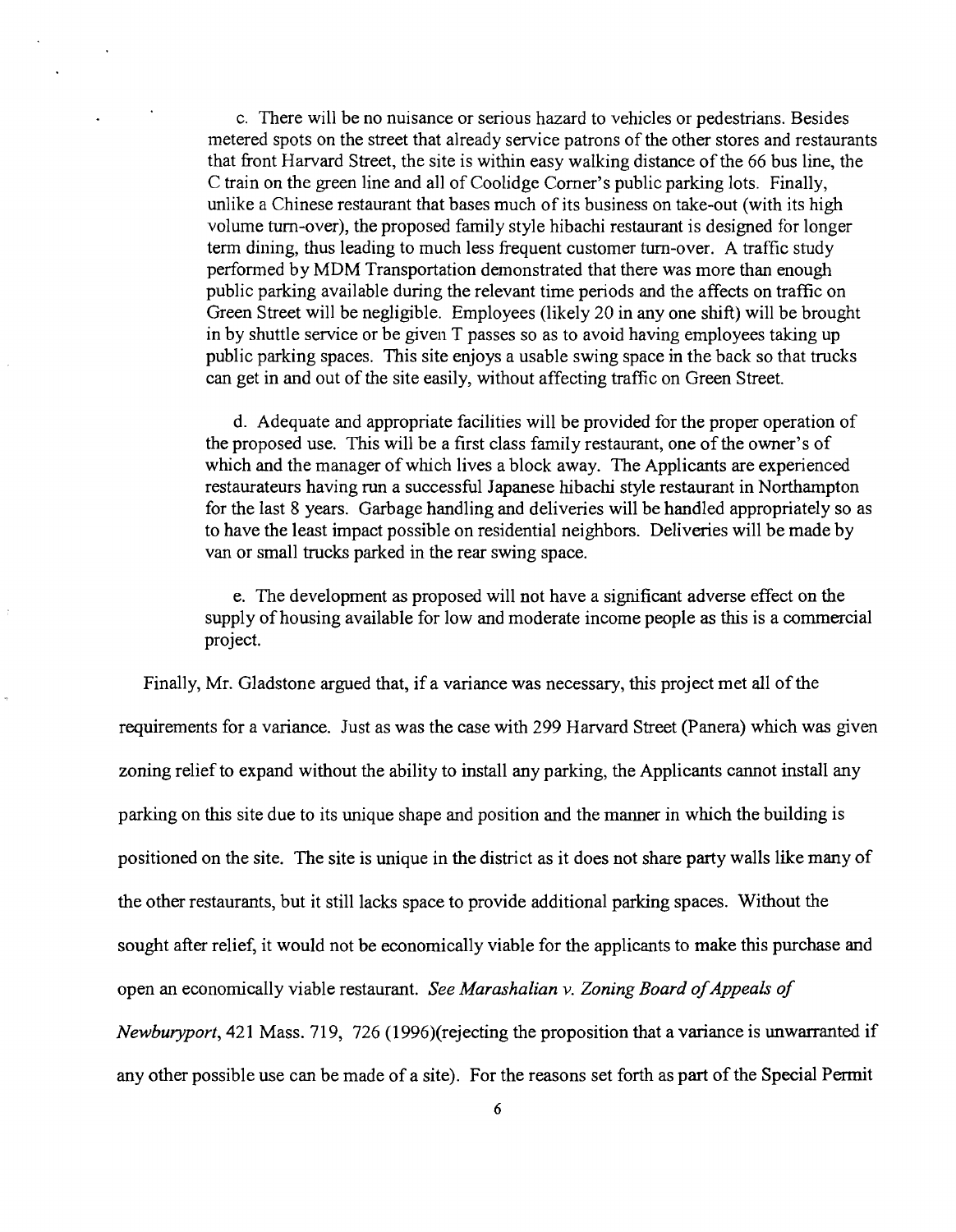c. There will be no nuisance or serious hazard to vehicles or pedestrians. Besides metered spots on the street that already service patrons of the other stores and restaurants that front Harvard Street, the site is within easy walking distance of the 66 bus line, the C train on the green line and all of Coolidge Corner's public parking lots. Finally, unlike a Chinese restaurant that bases much of its business on take-out (with its high volume turn-over), the proposed family style hibachi restaurant is designed for longer term dining, thus leading to much less frequent customer turn-over. A traffic study performed by MDM Transportation demonstrated that there was more than enough public parking available during the relevant time periods and the affects on traffic on Green Street will be negligible. Employees (likely 20 in any one shift) will be brought in by shuttle service or be given T passes so as to avoid having employees taking up public parking spaces. This site enjoys a usable swing space in the back so that trucks can get in and out of the site easily, without affecting traffic on Green Street.

d. Adequate and appropriate facilities will be provided for the proper operation of the proposed use. This will be a first class family restaurant, one of the owner's of which and the manager of which lives a block away. The Applicants are experienced restaurateurs having run a successful Japanese hibachi style restaurant in Northampton for the last 8 years. Garbage handling and deliveries will be handled appropriately so as to have the least impact possible on residential neighbors. Deliveries will be made by van or small trucks parked in the rear swing space.

e. The development as proposed will not have a significant adverse effect on the supply of housing available for low and moderate income people as this is a commercial project.

Finally, Mr. Gladstone argued that, if a variance was necessary, this project met all of the requirements for a variance. Just as was the case with 299 Harvard Street (Panera) which was given zoning relief to expand without the ability to install any parking, the Applicants cannot install any parking on this site due to its unique shape and position and the manner in which the building is positioned on the site. The site is unique in the district as it does not share party walls like many of the other restaurants, but it still lacks space to provide additional parking spaces. Without the sought after relief, it would not be economically viable for the applicants to make this purchase and open an economically viable restaurant. *See Marashalian v. Zoning Board of Appeals of Newburyport*, 421 Mass. 719, 726 (1996)(rejecting the proposition that a variance is unwarranted if any other possible use can be made of a site). For the reasons set forth as part of the Special Permit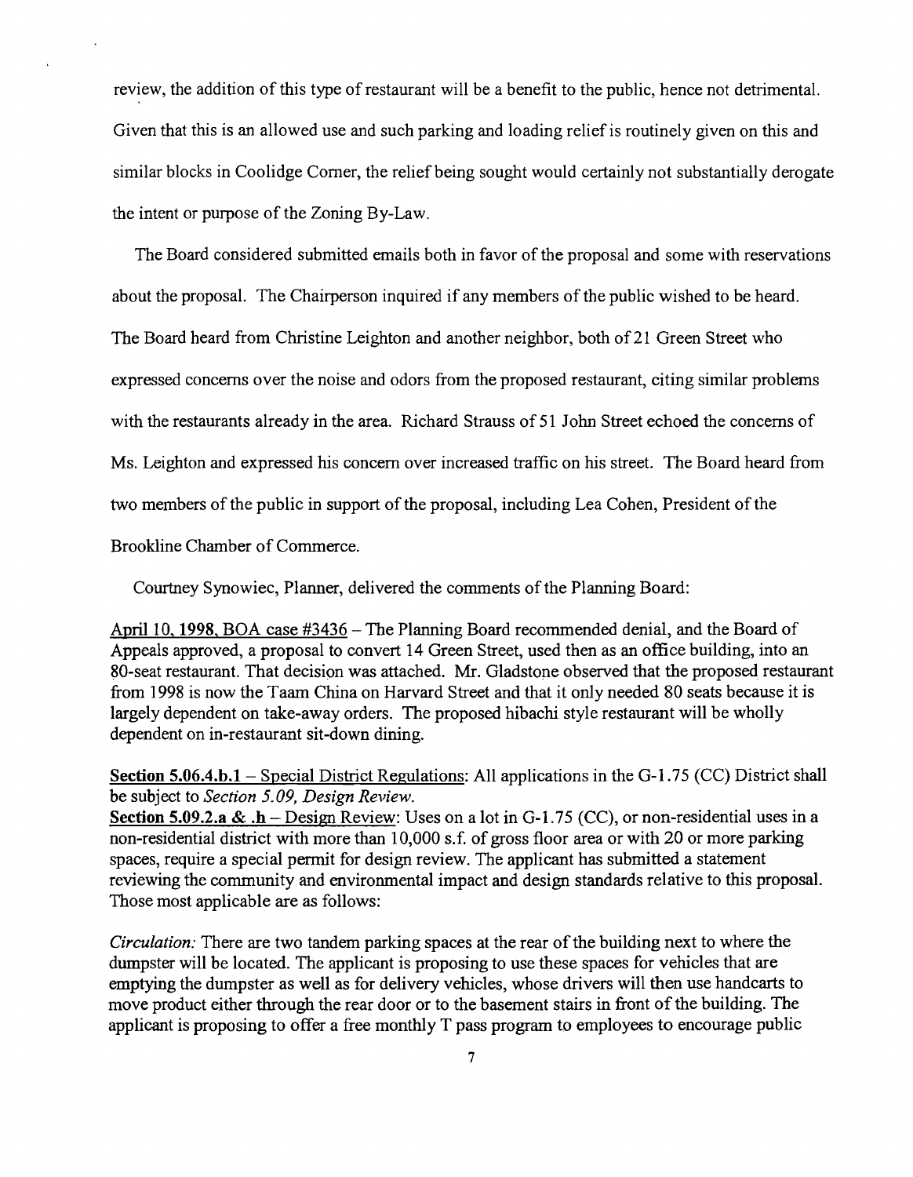review, the addition of this type of restaurant will be a benefit to the public, hence not detrimental. Given that this is an allowed use and such parking and loading relief is routinely given on this and similar blocks in Coolidge Corner, the relief being sought would certainly not substantially derogate the intent or purpose of the Zoning By-Law.

The Board considered submitted emails both in favor of the proposal and some with reservations about the proposal. The Chairperson inquired if any members of the public wished to be heard. The Board heard from Christine Leighton and another neighbor, both of 21 Green Street who expressed concerns over the noise and odors from the proposed restaurant, citing similar problems with the restaurants already in the area. Richard Strauss of 51 John Street echoed the concerns of Ms. Leighton and expressed his concern over increased traffic on his street. The Board heard from two members of the public in support of the proposal, including Lea Cohen, President of the Brookline Chamber of Commerce.

Courtney Synowiec, Planner, delivered the comments of the Planning Board:

April 10, 1998, BOA case #3436 – The Planning Board recommended denial, and the Board of Appeals approved, a proposal to convert 14 Green Street, used then as an office building, into an 80-seat restaurant. That decision was attached. Mr. Gladstone observed that the proposed restaurant from 1998 is now the Taam China on Harvard Street and that it only needed 80 seats because it is largely dependent on take-away orders. The proposed hibachi style restaurant will be wholly dependent on in-restaurant sit-down dining.

**Section 5.06.4.b.1** – Special District Regulations: All applications in the G-1.75 (CC) District shall be subject to *Section 5.09, Design Review.*

**Section 5.09.2.a & .h** – Design Review: Uses on a lot in G-1.75 (CC), or non-residential uses in a non-residential district with more than 10,000 s.f. of gross floor area or with 20 or more parking spaces, require a special permit for design review. The applicant has submitted a statement reviewing the community and environmental impact and design standards relative to this proposal. Those most applicable are as follows:

*Circulation:* There are two tandem parking spaces at the rear of the building next to where the dumpster will be located. The applicant is proposing to use these spaces for vehicles that are emptying the dumpster as well as for delivery vehicles, whose drivers will then use handcarts to move product either through the rear door or to the basement stairs in front of the building. The applicant is proposing to offer a free monthly T pass program to employees to encourage public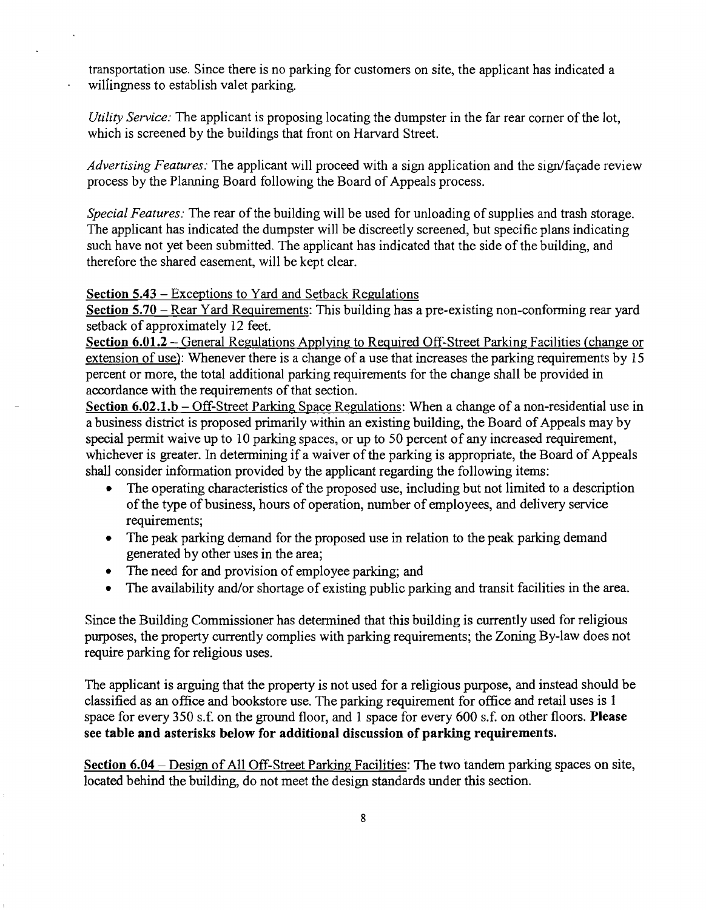transportation use. Since there is no parking for customers on site, the applicant has indicated a willingness to establish valet parking.

*Utility Service:* The applicant is proposing locating the dumpster in the far rear corner of the lot, which is screened by the buildings that front on Harvard Street.

*Advertising Features:* The applicant will proceed with a sign application and the sign/façade review process by the Planning Board following the Board of Appeals process.

*Special Features:* The rear of the building will be used for unloading of supplies and trash storage. The applicant has indicated the dumpster will be discreetly screened, but specific plans indicating such have not yet been submitted. The applicant has indicated that the side of the building, and therefore the shared easement, will be kept clear.

**Section 5.43** – Exceptions to Yard and Setback Regulations

**Section 5.70** – Rear Yard Requirements: This building has a pre-existing non-conforming rear yard setback of approximately 12 feet.

**Section 6.01.2** – General Regulations Applying to Required Off-Street Parking Facilities (change or extension of use): Whenever there is a change of a use that increases the parking requirements by 15 percent or more, the total additional parking requirements for the change shall be provided in accordance with the requirements of that section.

**Section 6.02.1.b** – Off-Street Parking Space Regulations: When a change of a non-residential use in a business district is proposed primarily within an existing building, the Board of Appeals may by special permit waive up to 10 parking spaces, or up to 50 percent of any increased requirement, whichever is greater. In determining if a waiver of the parking is appropriate, the Board of Appeals shall consider information provided by the applicant regarding the following items:

- The operating characteristics of the proposed use, including but not limited to a description of the type of business, hours of operation, number of employees, and delivery service requirements;
- The peak parking demand for the proposed use in relation to the peak parking demand generated by other uses in the area;
- The need for and provision of employee parking; and
- The availability and/or shortage of existing public parking and transit facilities in the area.

Since the Building Commissioner has determined that this building is currently used for religious purposes, the property currently complies with parking requirements; the Zoning By-law does not require parking for religious uses.

The applicant is arguing that the property is not used for a religious purpose, and instead should be classified as an office and bookstore use. The parking requirement for office and retail uses is 1 space for every 350 s.f. on the ground floor, and 1 space for every 600 s.f. on other floors. **Please see table and asterisks below for additional discussion of parking requirements.**

**Section 6.04** – Design of All Off-Street Parking Facilities: The two tandem parking spaces on site, located behind the building, do not meet the design standards under this section.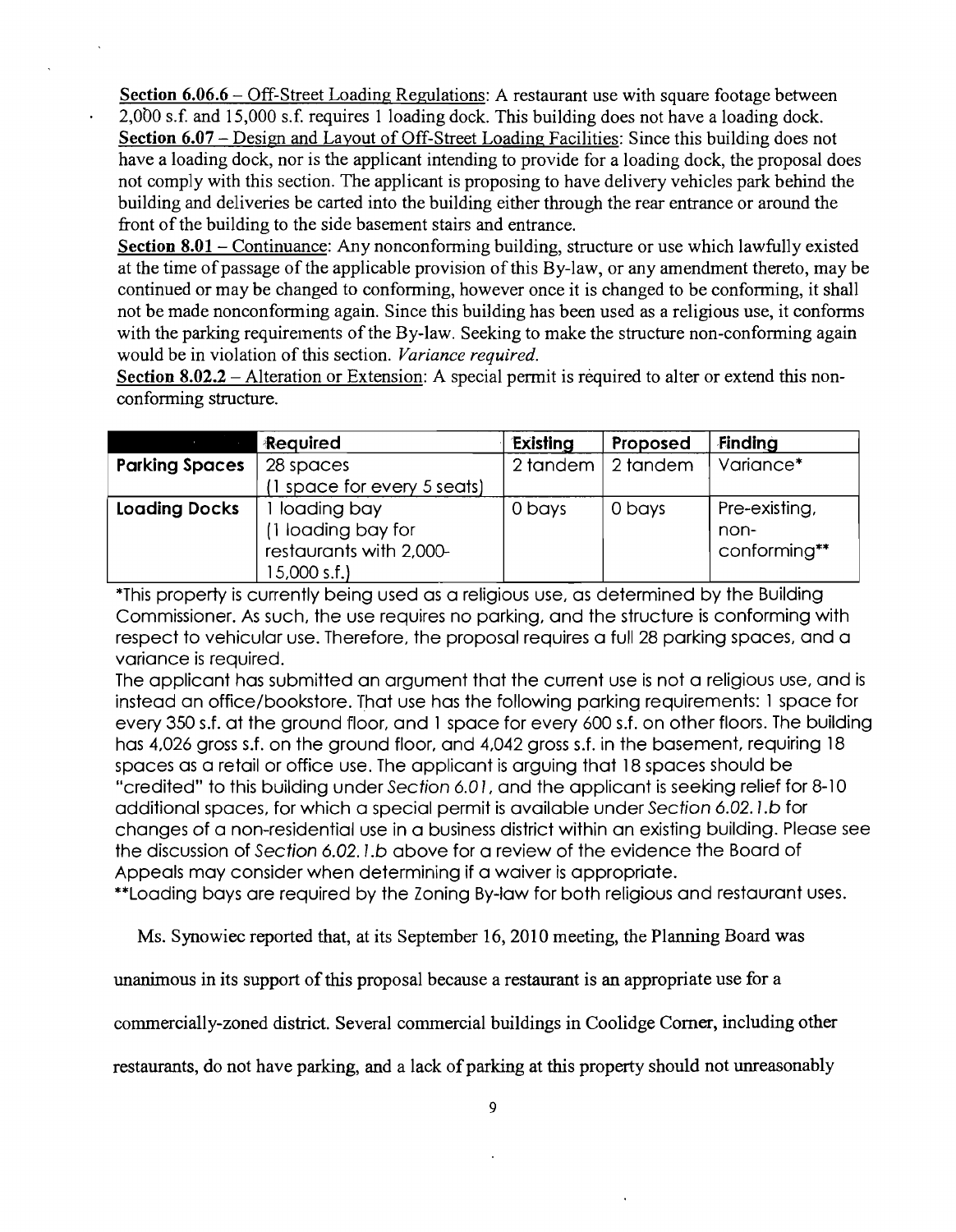**Section 6.06.6** – Off-Street Loading Regulations: A restaurant use with square footage between 2,000 s.f. and 15,000 s.f. requires 1 loading dock. This building does not have a loading dock.

**Section 6.07** – Design and Layout of Off-Street Loading Facilities: Since this building does not have a loading dock, nor is the applicant intending to provide for a loading dock, the proposal does not comply with this section. The applicant is proposing to have delivery vehicles park behind the building and deliveries be carted into the building either through the rear entrance or around the front of the building to the side basement stairs and entrance.

**Section 8.01** – Continuance: Any nonconforming building, structure or use which lawfully existed at the time of passage of the applicable provision of this By-law, or any amendment thereto, may be continued or may be changed to conforming, however once it is changed to be conforming, it shall not be made nonconforming again. Since this building has been used as a religious use, it conforms with the parking requirements of the By-law. Seeking to make the structure non-conforming again would be in violation of this section. *Variance required.*

**Section 8.02.2** – Alteration or Extension: A special permit is required to alter or extend this non-conforming structure.

| | Required | Existing | Proposed | Finding |
|---|---|---|---|---|
| **Parking Spaces** | 28 spaces (1 space for every 5 seats) | 2 tandem | 2 tandem | Variance* |
| **Loading Docks** | 1 loading bay (1 loading bay for restaurants with 2,000-15,000 s.f.) | 0 bays | 0 bays | Pre-existing, non-conforming** |

*This property is currently being used as a religious use, as determined by the Building Commissioner. As such, the use requires no parking, and the structure is conforming with respect to vehicular use. Therefore, the proposal requires a full 28 parking spaces, and a variance is required.

The applicant has submitted an argument that the current use is not a religious use, and is instead an office/bookstore. That use has the following parking requirements: 1 space for every 350 s.f. at the ground floor, and 1 space for every 600 s.f. on other floors. The building has 4,026 gross s.f. on the ground floor, and 4,042 gross s.f. in the basement, requiring 18 spaces as a retail or office use. The applicant is arguing that 18 spaces should be "credited" to this building under *Section 6.01*, and the applicant is seeking relief for 8-10 additional spaces, for which a special permit is available under *Section 6.02.1.b* for changes of a non-residential use in a business district within an existing building. Please see the discussion of *Section 6.02.1.b* above for a review of the evidence the Board of Appeals may consider when determining if a waiver is appropriate.

**Loading bays are required by the Zoning By-law for both religious and restaurant uses.

Ms. Synowiec reported that, at its September 16, 2010 meeting, the Planning Board was unanimous in its support of this proposal because a restaurant is an appropriate use for a commercially-zoned district. Several commercial buildings in Coolidge Corner, including other restaurants, do not have parking, and a lack of parking at this property should not unreasonably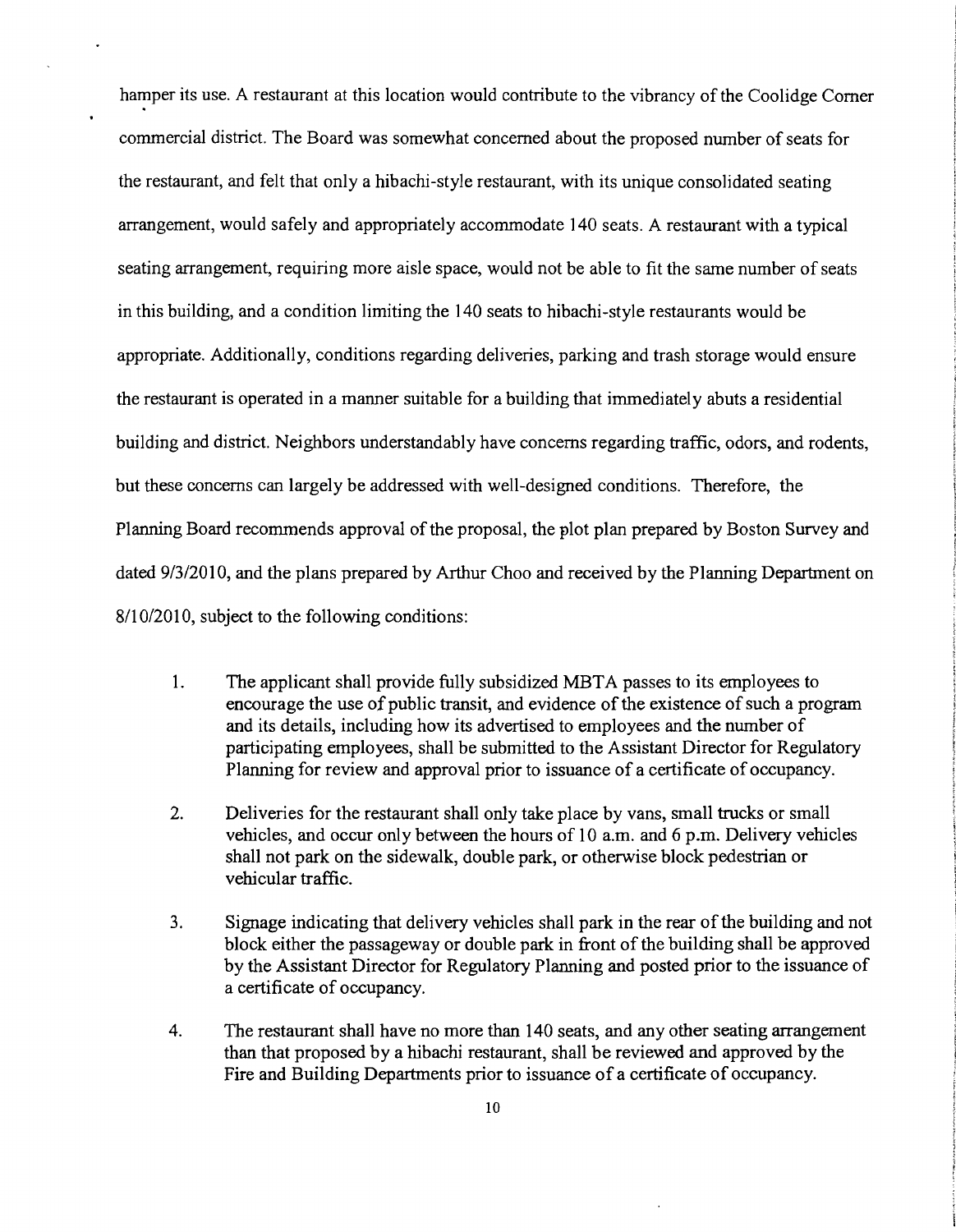hamper its use. A restaurant at this location would contribute to the vibrancy of the Coolidge Corner commercial district. The Board was somewhat concerned about the proposed number of seats for the restaurant, and felt that only a hibachi-style restaurant, with its unique consolidated seating arrangement, would safely and appropriately accommodate 140 seats. A restaurant with a typical seating arrangement, requiring more aisle space, would not be able to fit the same number of seats in this building, and a condition limiting the 140 seats to hibachi-style restaurants would be appropriate. Additionally, conditions regarding deliveries, parking and trash storage would ensure the restaurant is operated in a manner suitable for a building that immediately abuts a residential building and district. Neighbors understandably have concerns regarding traffic, odors, and rodents, but these concerns can largely be addressed with well-designed conditions. Therefore, the Planning Board recommends approval of the proposal, the plot plan prepared by Boston Survey and dated 9/3/2010, and the plans prepared by Arthur Choo and received by the Planning Department on 8/10/2010, subject to the following conditions:

1. The applicant shall provide fully subsidized MBTA passes to its employees to encourage the use of public transit, and evidence of the existence of such a program and its details, including how its advertised to employees and the number of participating employees, shall be submitted to the Assistant Director for Regulatory Planning for review and approval prior to issuance of a certificate of occupancy.

2. Deliveries for the restaurant shall only take place by vans, small trucks or small vehicles, and occur only between the hours of 10 a.m. and 6 p.m. Delivery vehicles shall not park on the sidewalk, double park, or otherwise block pedestrian or vehicular traffic.

3. Signage indicating that delivery vehicles shall park in the rear of the building and not block either the passageway or double park in front of the building shall be approved by the Assistant Director for Regulatory Planning and posted prior to the issuance of a certificate of occupancy.

4. The restaurant shall have no more than 140 seats, and any other seating arrangement than that proposed by a hibachi restaurant, shall be reviewed and approved by the Fire and Building Departments prior to issuance of a certificate of occupancy.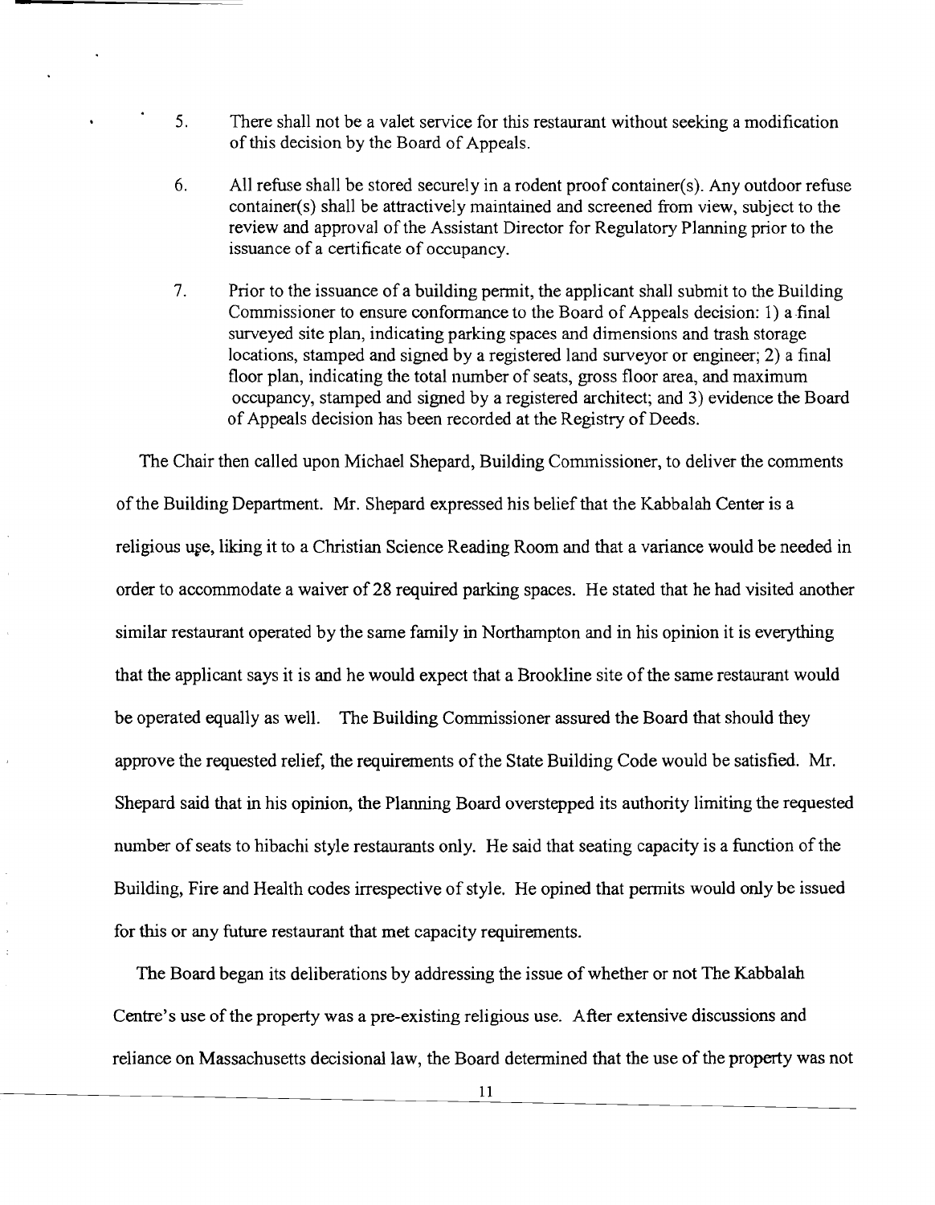5. There shall not be a valet service for this restaurant without seeking a modification of this decision by the Board of Appeals.

6. All refuse shall be stored securely in a rodent proof container(s). Any outdoor refuse container(s) shall be attractively maintained and screened from view, subject to the review and approval of the Assistant Director for Regulatory Planning prior to the issuance of a certificate of occupancy.

7. Prior to the issuance of a building permit, the applicant shall submit to the Building Commissioner to ensure conformance to the Board of Appeals decision: 1) a final surveyed site plan, indicating parking spaces and dimensions and trash storage locations, stamped and signed by a registered land surveyor or engineer; 2) a final floor plan, indicating the total number of seats, gross floor area, and maximum occupancy, stamped and signed by a registered architect; and 3) evidence the Board of Appeals decision has been recorded at the Registry of Deeds.

The Chair then called upon Michael Shepard, Building Commissioner, to deliver the comments of the Building Department. Mr. Shepard expressed his belief that the Kabbalah Center is a religious use, liking it to a Christian Science Reading Room and that a variance would be needed in order to accommodate a waiver of 28 required parking spaces. He stated that he had visited another similar restaurant operated by the same family in Northampton and in his opinion it is everything that the applicant says it is and he would expect that a Brookline site of the same restaurant would be operated equally as well. The Building Commissioner assured the Board that should they approve the requested relief, the requirements of the State Building Code would be satisfied. Mr. Shepard said that in his opinion, the Planning Board overstepped its authority limiting the requested number of seats to hibachi style restaurants only. He said that seating capacity is a function of the Building, Fire and Health codes irrespective of style. He opined that permits would only be issued for this or any future restaurant that met capacity requirements.

The Board began its deliberations by addressing the issue of whether or not The Kabbalah Centre's use of the property was a pre-existing religious use. After extensive discussions and reliance on Massachusetts decisional law, the Board determined that the use of the property was not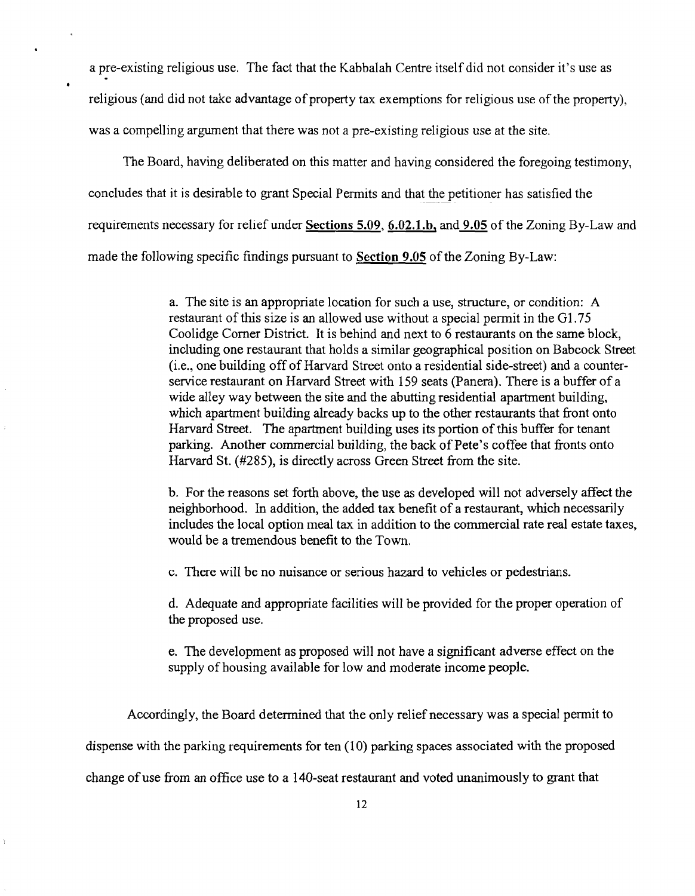a pre-existing religious use. The fact that the Kabbalah Centre itself did not consider it's use as religious (and did not take advantage of property tax exemptions for religious use of the property), was a compelling argument that there was not a pre-existing religious use at the site.

The Board, having deliberated on this matter and having considered the foregoing testimony, concludes that it is desirable to grant Special Permits and that the petitioner has satisfied the requirements necessary for relief under **Sections 5.09**, **6.02.1.b**, and **9.05** of the Zoning By-Law and made the following specific findings pursuant to **Section 9.05** of the Zoning By-Law:

> a. The site is an appropriate location for such a use, structure, or condition: A restaurant of this size is an allowed use without a special permit in the G1.75 Coolidge Corner District. It is behind and next to 6 restaurants on the same block, including one restaurant that holds a similar geographical position on Babcock Street (i.e., one building off of Harvard Street onto a residential side-street) and a counter-service restaurant on Harvard Street with 159 seats (Panera). There is a buffer of a wide alley way between the site and the abutting residential apartment building, which apartment building already backs up to the other restaurants that front onto Harvard Street. The apartment building uses its portion of this buffer for tenant parking. Another commercial building, the back of Pete's coffee that fronts onto Harvard St. (#285), is directly across Green Street from the site.
>
> b. For the reasons set forth above, the use as developed will not adversely affect the neighborhood. In addition, the added tax benefit of a restaurant, which necessarily includes the local option meal tax in addition to the commercial rate real estate taxes, would be a tremendous benefit to the Town.
>
> c. There will be no nuisance or serious hazard to vehicles or pedestrians.
>
> d. Adequate and appropriate facilities will be provided for the proper operation of the proposed use.
>
> e. The development as proposed will not have a significant adverse effect on the supply of housing available for low and moderate income people.

Accordingly, the Board determined that the only relief necessary was a special permit to dispense with the parking requirements for ten (10) parking spaces associated with the proposed change of use from an office use to a 140-seat restaurant and voted unanimously to grant that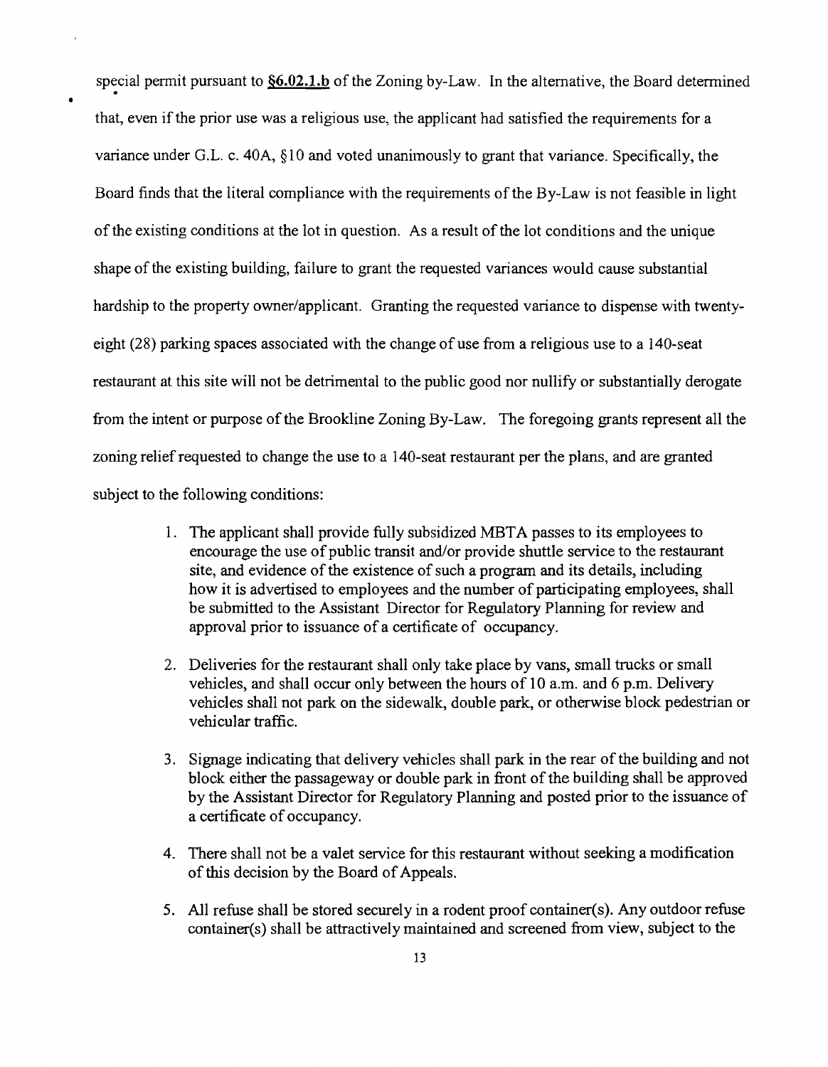special permit pursuant to **§6.02.1.b** of the Zoning by-Law. In the alternative, the Board determined that, even if the prior use was a religious use, the applicant had satisfied the requirements for a variance under G.L. c. 40A, §10 and voted unanimously to grant that variance. Specifically, the Board finds that the literal compliance with the requirements of the By-Law is not feasible in light of the existing conditions at the lot in question. As a result of the lot conditions and the unique shape of the existing building, failure to grant the requested variances would cause substantial hardship to the property owner/applicant. Granting the requested variance to dispense with twenty-eight (28) parking spaces associated with the change of use from a religious use to a 140-seat restaurant at this site will not be detrimental to the public good nor nullify or substantially derogate from the intent or purpose of the Brookline Zoning By-Law. The foregoing grants represent all the zoning relief requested to change the use to a 140-seat restaurant per the plans, and are granted subject to the following conditions:

1. The applicant shall provide fully subsidized MBTA passes to its employees to encourage the use of public transit and/or provide shuttle service to the restaurant site, and evidence of the existence of such a program and its details, including how it is advertised to employees and the number of participating employees, shall be submitted to the Assistant Director for Regulatory Planning for review and approval prior to issuance of a certificate of occupancy.

2. Deliveries for the restaurant shall only take place by vans, small trucks or small vehicles, and shall occur only between the hours of 10 a.m. and 6 p.m. Delivery vehicles shall not park on the sidewalk, double park, or otherwise block pedestrian or vehicular traffic.

3. Signage indicating that delivery vehicles shall park in the rear of the building and not block either the passageway or double park in front of the building shall be approved by the Assistant Director for Regulatory Planning and posted prior to the issuance of a certificate of occupancy.

4. There shall not be a valet service for this restaurant without seeking a modification of this decision by the Board of Appeals.

5. All refuse shall be stored securely in a rodent proof container(s). Any outdoor refuse container(s) shall be attractively maintained and screened from view, subject to the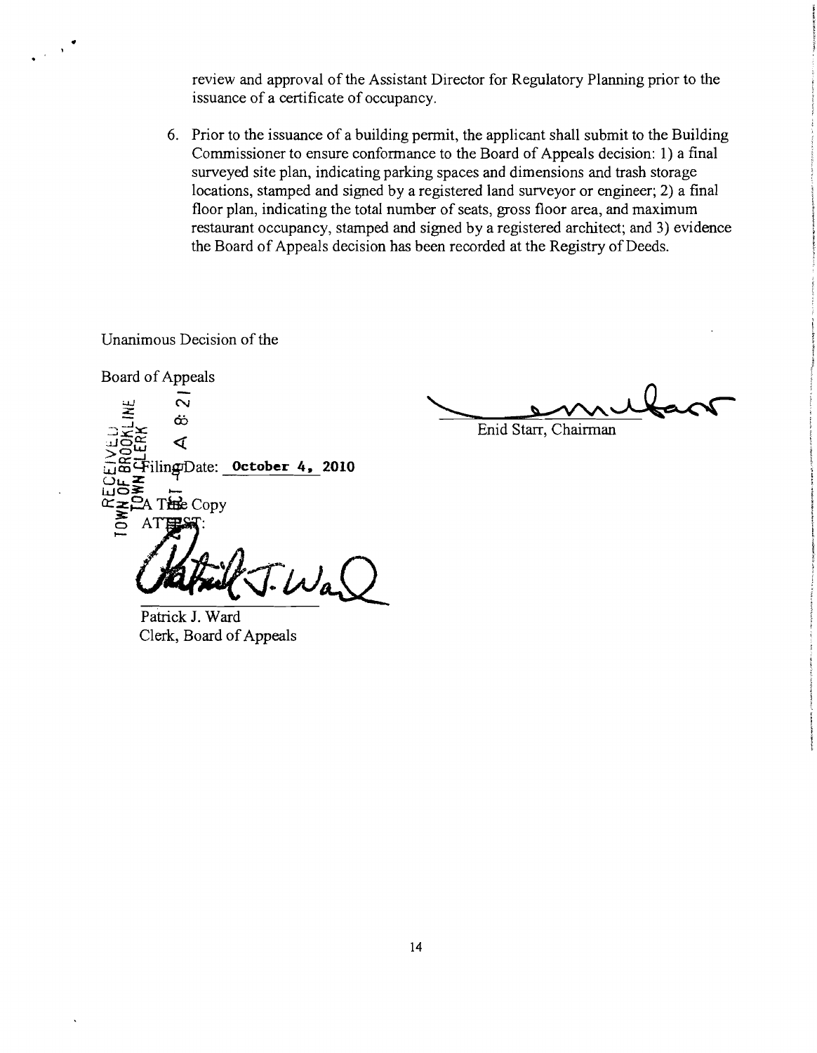review and approval of the Assistant Director for Regulatory Planning prior to the issuance of a certificate of occupancy.

6. Prior to the issuance of a building permit, the applicant shall submit to the Building Commissioner to ensure conformance to the Board of Appeals decision: 1) a final surveyed site plan, indicating parking spaces and dimensions and trash storage locations, stamped and signed by a registered land surveyor or engineer; 2) a final floor plan, indicating the total number of seats, gross floor area, and maximum restaurant occupancy, stamped and signed by a registered architect; and 3) evidence the Board of Appeals decision has been recorded at the Registry of Deeds.

Unanimous Decision of the

Board of Appeals

Enid Starr, Chairman

RECEIVED TOWN OF BROOKLINE TOWN CLERK

A 8: 21

Filing Date: **October 4, 2010**

A True Copy

ATTEST:

Patrick J. Ward
Clerk, Board of Appeals